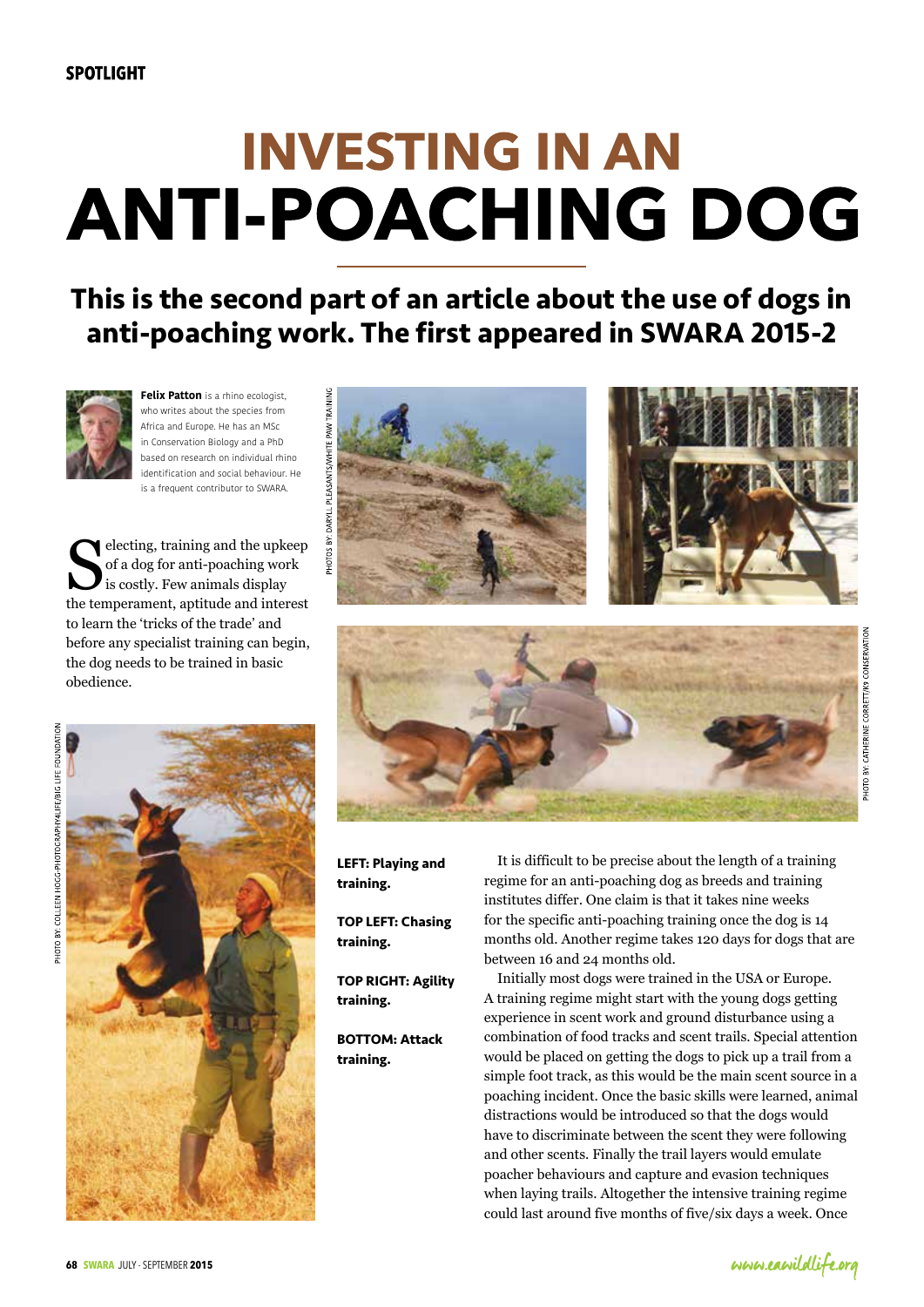SPOTLIGHT

# INVESTING IN AN ANTI-POACHING DOG

## This is the second part of an article about the use of dogs in anti-poaching work. The first appeared in SWARA 2015-2

**Felix Patton** is a rhino ecologist, who writes about the species from Africa and Europe. He has an MSc in Conservation Biology and a PhD based on research on individual rhino identification and social behaviour. He is a frequent contributor to SWARA.

Selecting, training and the upkeep of a dog for anti-poaching work is costly. Few animals display the temperament, aptitude and interest to learn the 'tricks of the trade' and before any specialist training can begin, the dog needs to be trained in basic obedience.

PHOTOS BY: DARYLL PLEASANTS/WHITE PAW TRAINING

PHOTO BY: CATHERINE CORRETT/K9 CONSERVATION

PHOTO BY: COLLEEN HOGG-PHOTOGRAPHY4LIFE/BIG LIFE FOUNDATION

**LEFT: Playing and training.**

**TOP LEFT: Chasing training.**

**TOP RIGHT: Agility training.**

**BOTTOM: Attack training.**

It is difficult to be precise about the length of a training regime for an anti-poaching dog as breeds and training institutes differ. One claim is that it takes nine weeks for the specific anti-poaching training once the dog is 14 months old. Another regime takes 120 days for dogs that are between 16 and 24 months old.

Initially most dogs were trained in the USA or Europe. A training regime might start with the young dogs getting experience in scent work and ground disturbance using a combination of food tracks and scent trails. Special attention would be placed on getting the dogs to pick up a trail from a simple foot track, as this would be the main scent source in a poaching incident. Once the basic skills were learned, animal distractions would be introduced so that the dogs would have to discriminate between the scent they were following and other scents. Finally the trail layers would emulate poacher behaviours and capture and evasion techniques when laying trails. Altogether the intensive training regime could last around five months of five/six days a week. Once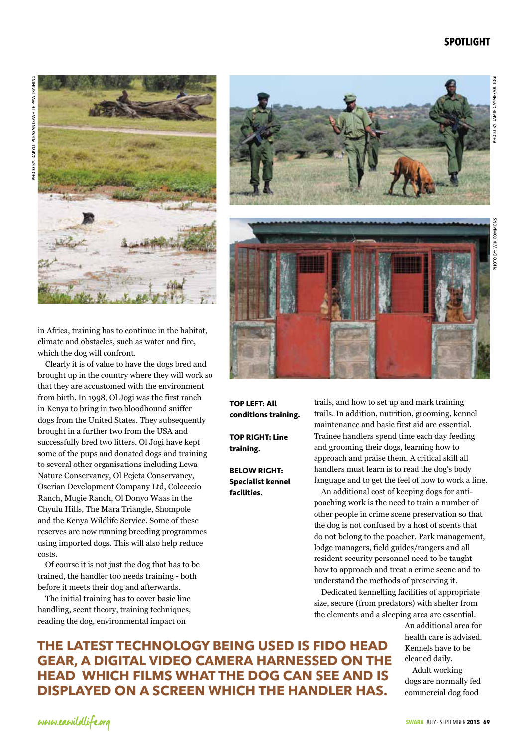in Africa, training has to continue in the habitat, climate and obstacles, such as water and fire, which the dog will confront.

Clearly it is of value to have the dogs bred and brought up in the country where they will work so that they are accustomed with the environment from birth. In 1998, Ol Jogi was the first ranch in Kenya to bring in two bloodhound sniffer dogs from the United States. They subsequently brought in a further two from the USA and successfully bred two litters. Ol Jogi have kept some of the pups and donated dogs and training to several other organisations including Lewa Nature Conservancy, Ol Pejeta Conservancy, Oserian Development Company Ltd, Colceccio Ranch, Mugie Ranch, Ol Donyo Waas in the Chyulu Hills, The Mara Triangle, Shompole and the Kenya Wildlife Service. Some of these reserves are now running breeding programmes using imported dogs. This will also help reduce costs.

Of course it is not just the dog that has to be trained, the handler too needs training - both before it meets their dog and afterwards.

The initial training has to cover basic line handling, scent theory, training techniques, reading the dog, environmental impact on trails, and how to set up and mark training trails. In addition, nutrition, grooming, kennel maintenance and basic first aid are essential. Trainee handlers spend time each day feeding and grooming their dogs, learning how to approach and praise them. A critical skill all handlers must learn is to read the dog's body language and to get the feel of how to work a line.

An additional cost of keeping dogs for anti-poaching work is the need to train a number of other people in crime scene preservation so that the dog is not confused by a host of scents that do not belong to the poacher. Park management, lodge managers, field guides/rangers and all resident security personnel need to be taught how to approach and treat a crime scene and to understand the methods of preserving it.

Dedicated kennelling facilities of appropriate size, secure (from predators) with shelter from the elements and a sleeping area are essential. An additional area for health care is advised. Kennels have to be cleaned daily.

Adult working dogs are normally fed commercial dog food

**TOP LEFT: All conditions training.**

**TOP RIGHT: Line training.**

**BELOW RIGHT: Specialist kennel facilities.**

**THE LATEST TECHNOLOGY BEING USED IS FIDO HEAD GEAR, A DIGITAL VIDEO CAMERA HARNESSED ON THE HEAD WHICH FILMS WHAT THE DOG CAN SEE AND IS DISPLAYED ON A SCREEN WHICH THE HANDLER HAS.**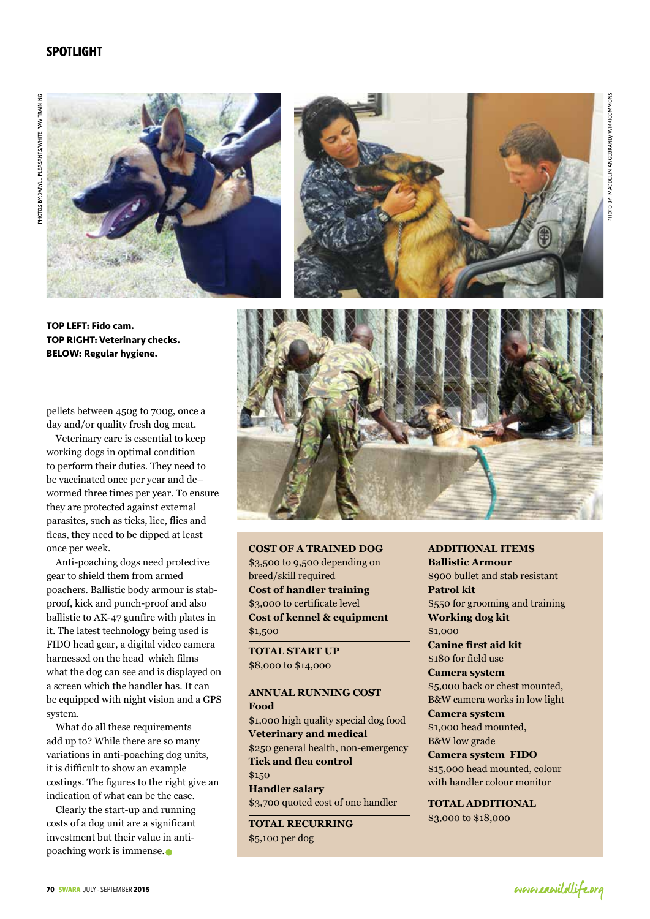## SPOTLIGHT

**TOP LEFT: Fido cam.**
**TOP RIGHT: Veterinary checks.**
**BELOW: Regular hygiene.**

PHOTOS BY: DARYL PLEASANTS/WHITE PAW TRAINING

PHOTO BY: MADDELIN ANGEBRAND/ WIKICOMMONS

pellets between 450g to 700g, once a day and/or quality fresh dog meat.

Veterinary care is essential to keep working dogs in optimal condition to perform their duties. They need to be vaccinated once per year and de–wormed three times per year. To ensure they are protected against external parasites, such as ticks, lice, flies and fleas, they need to be dipped at least once per week.

Anti-poaching dogs need protective gear to shield them from armed poachers. Ballistic body armour is stab-proof, kick and punch-proof and also ballistic to AK-47 gunfire with plates in it. The latest technology being used is FIDO head gear, a digital video camera harnessed on the head which films what the dog can see and is displayed on a screen which the handler has. It can be equipped with night vision and a GPS system.

What do all these requirements add up to? While there are so many variations in anti-poaching dog units, it is difficult to show an example costings. The figures to the right give an indication of what can be the case.

Clearly the start-up and running costs of a dog unit are a significant investment but their value in anti-poaching work is immense.

**COST OF A TRAINED DOG**
$3,500 to 9,500 depending on breed/skill required
**Cost of handler training**
$3,000 to certificate level
**Cost of kennel & equipment**
$1,500

**TOTAL START UP**
$8,000 to $14,000

**ANNUAL RUNNING COST**
**Food**
$1,000 high quality special dog food
**Veterinary and medical**
$250 general health, non-emergency
**Tick and flea control**
$150
**Handler salary**
$3,700 quoted cost of one handler

**TOTAL RECURRING**
$5,100 per dog

**ADDITIONAL ITEMS**
**Ballistic Armour**
$900 bullet and stab resistant
**Patrol kit**
$550 for grooming and training
**Working dog kit**
$1,000
**Canine first aid kit**
$180 for field use
**Camera system**
$5,000 back or chest mounted, B&W camera works in low light
**Camera system**
$1,000 head mounted, B&W low grade
**Camera system FIDO**
$15,000 head mounted, colour with handler colour monitor

**TOTAL ADDITIONAL**
$3,000 to $18,000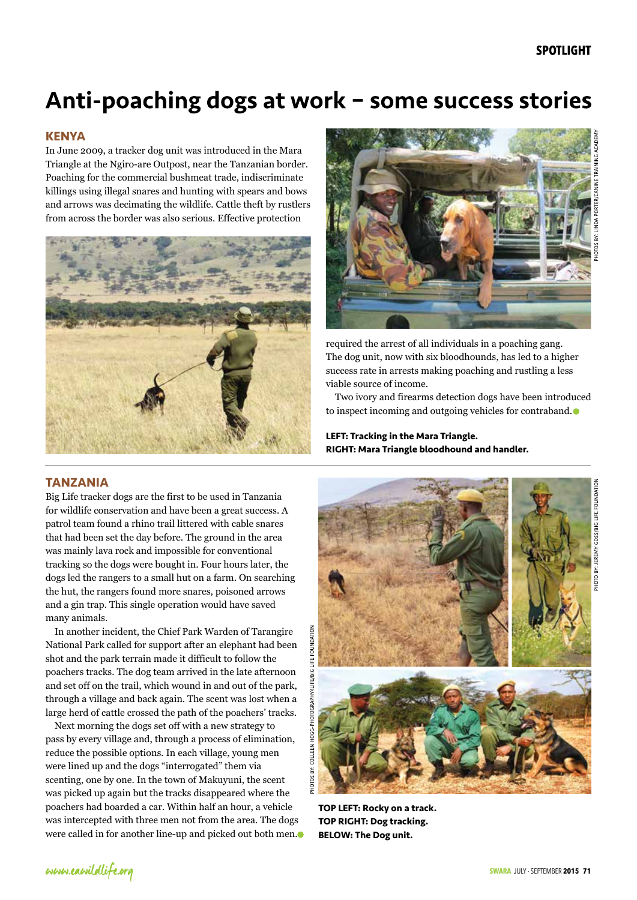# Anti-poaching dogs at work – some success stories

## KENYA

In June 2009, a tracker dog unit was introduced in the Mara Triangle at the Ngiro-are Outpost, near the Tanzanian border. Poaching for the commercial bushmeat trade, indiscriminate killings using illegal snares and hunting with spears and bows and arrows was decimating the wildlife. Cattle theft by rustlers from across the border was also serious. Effective protection required the arrest of all individuals in a poaching gang. The dog unit, now with six bloodhounds, has led to a higher success rate in arrests making poaching and rustling a less viable source of income.

Two ivory and firearms detection dogs have been introduced to inspect incoming and outgoing vehicles for contraband.

**LEFT: Tracking in the Mara Triangle.**
**RIGHT: Mara Triangle bloodhound and handler.**

PHOTOS BY: LINDA PORTER/CANINE TRAINING ACADEMY

## TANZANIA

Big Life tracker dogs are the first to be used in Tanzania for wildlife conservation and have been a great success. A patrol team found a rhino trail littered with cable snares that had been set the day before. The ground in the area was mainly lava rock and impossible for conventional tracking so the dogs were bought in. Four hours later, the dogs led the rangers to a small hut on a farm. On searching the hut, the rangers found more snares, poisoned arrows and a gin trap. This single operation would have saved many animals.

In another incident, the Chief Park Warden of Tarangire National Park called for support after an elephant had been shot and the park terrain made it difficult to follow the poachers tracks. The dog team arrived in the late afternoon and set off on the trail, which wound in and out of the park, through a village and back again. The scent was lost when a large herd of cattle crossed the path of the poachers' tracks.

Next morning the dogs set off with a new strategy to pass by every village and, through a process of elimination, reduce the possible options. In each village, young men were lined up and the dogs "interrogated" them via scenting, one by one. In the town of Makuyuni, the scent was picked up again but the tracks disappeared where the poachers had boarded a car. Within half an hour, a vehicle was intercepted with three men not from the area. The dogs were called in for another line-up and picked out both men.

**TOP LEFT: Rocky on a track.**
**TOP RIGHT: Dog tracking.**
**BELOW: The Dog unit.**

PHOTOS BY: COLLEEN HOGG-PHOTOGRAPHY4LIFE/BIG LIFE FOUNDATION

PHOTO BY: JEREMY GOSS/BIG LIFE FOUNDATION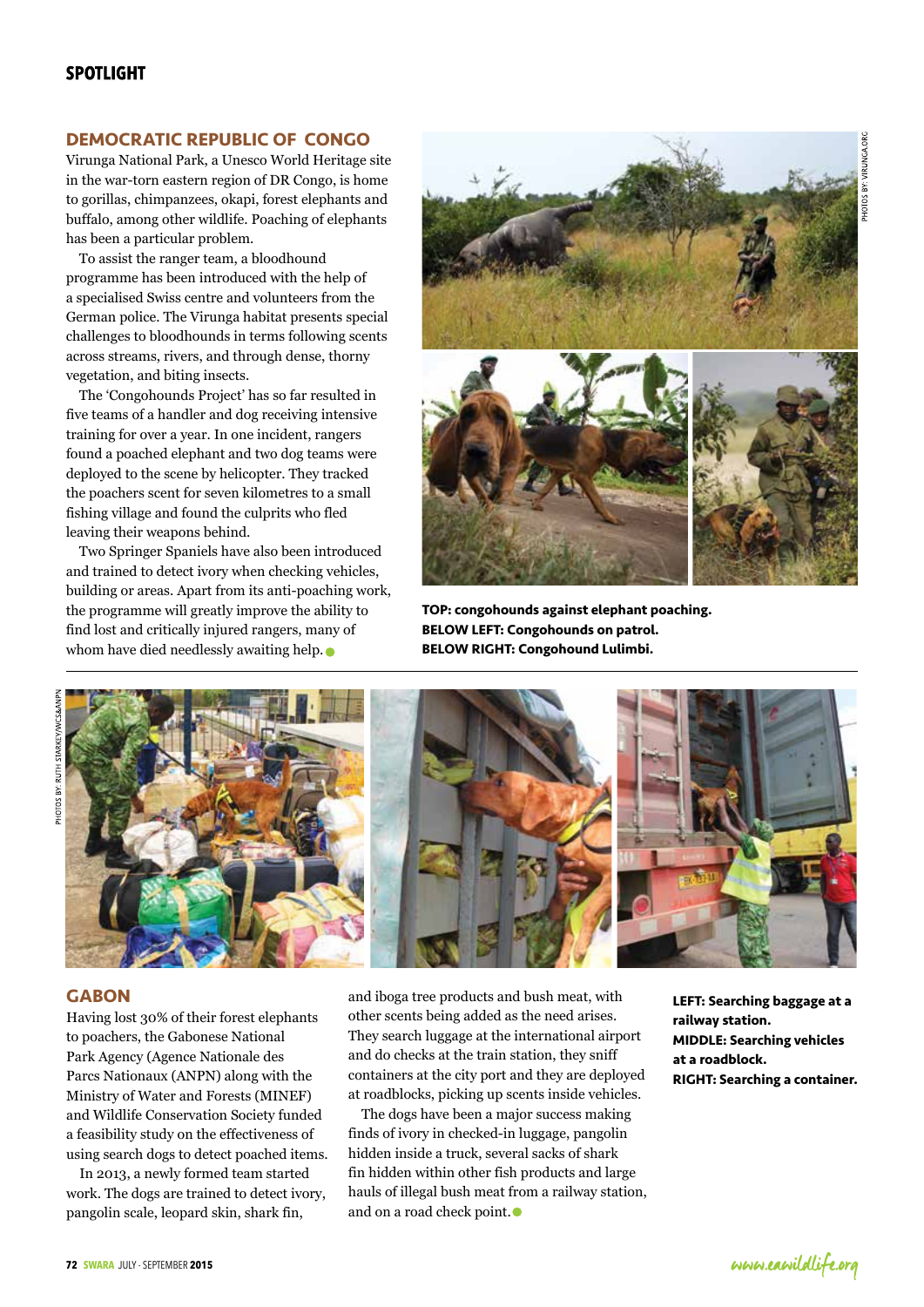## DEMOCRATIC REPUBLIC OF CONGO

Virunga National Park, a Unesco World Heritage site in the war-torn eastern region of DR Congo, is home to gorillas, chimpanzees, okapi, forest elephants and buffalo, among other wildlife. Poaching of elephants has been a particular problem.

To assist the ranger team, a bloodhound programme has been introduced with the help of a specialised Swiss centre and volunteers from the German police. The Virunga habitat presents special challenges to bloodhounds in terms following scents across streams, rivers, and through dense, thorny vegetation, and biting insects.

The 'Congohounds Project' has so far resulted in five teams of a handler and dog receiving intensive training for over a year. In one incident, rangers found a poached elephant and two dog teams were deployed to the scene by helicopter. They tracked the poachers scent for seven kilometres to a small fishing village and found the culprits who fled leaving their weapons behind.

Two Springer Spaniels have also been introduced and trained to detect ivory when checking vehicles, building or areas. Apart from its anti-poaching work, the programme will greatly improve the ability to find lost and critically injured rangers, many of whom have died needlessly awaiting help.

PHOTOS BY: VIRUNGA.ORG

**TOP: congohounds against elephant poaching.**
**BELOW LEFT: Congohounds on patrol.**
**BELOW RIGHT: Congohound Lulimbi.**

PHOTOS BY: RUTH STARKEY/WCS&ANPN

## GABON

Having lost 30% of their forest elephants to poachers, the Gabonese National Park Agency (Agence Nationale des Parcs Nationaux (ANPN) along with the Ministry of Water and Forests (MINEF) and Wildlife Conservation Society funded a feasibility study on the effectiveness of using search dogs to detect poached items.

In 2013, a newly formed team started work. The dogs are trained to detect ivory, pangolin scale, leopard skin, shark fin, and iboga tree products and bush meat, with other scents being added as the need arises. They search luggage at the international airport and do checks at the train station, they sniff containers at the city port and they are deployed at roadblocks, picking up scents inside vehicles.

The dogs have been a major success making finds of ivory in checked-in luggage, pangolin hidden inside a truck, several sacks of shark fin hidden within other fish products and large hauls of illegal bush meat from a railway station, and on a road check point.

**LEFT: Searching baggage at a railway station.**
**MIDDLE: Searching vehicles at a roadblock.**
**RIGHT: Searching a container.**